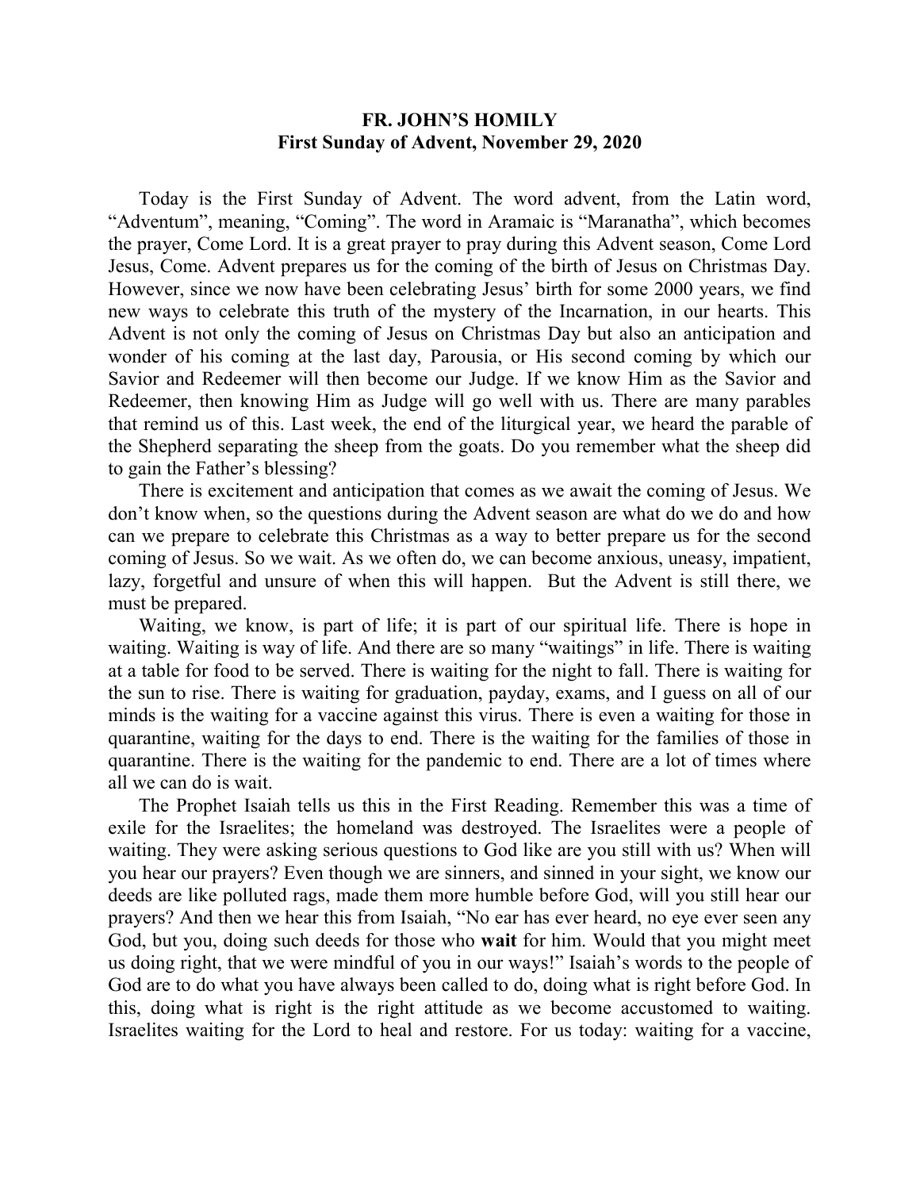# FR. JOHN'S HOMILY

## First Sunday of Advent, November 29, 2020

Today is the First Sunday of Advent. The word advent, from the Latin word, "Adventum", meaning, "Coming". The word in Aramaic is "Maranatha", which becomes the prayer, Come Lord. It is a great prayer to pray during this Advent season, Come Lord Jesus, Come. Advent prepares us for the coming of the birth of Jesus on Christmas Day. However, since we now have been celebrating Jesus' birth for some 2000 years, we find new ways to celebrate this truth of the mystery of the Incarnation, in our hearts. This Advent is not only the coming of Jesus on Christmas Day but also an anticipation and wonder of his coming at the last day, Parousia, or His second coming by which our Savior and Redeemer will then become our Judge. If we know Him as the Savior and Redeemer, then knowing Him as Judge will go well with us. There are many parables that remind us of this. Last week, the end of the liturgical year, we heard the parable of the Shepherd separating the sheep from the goats. Do you remember what the sheep did to gain the Father's blessing?

There is excitement and anticipation that comes as we await the coming of Jesus. We don't know when, so the questions during the Advent season are what do we do and how can we prepare to celebrate this Christmas as a way to better prepare us for the second coming of Jesus. So we wait. As we often do, we can become anxious, uneasy, impatient, lazy, forgetful and unsure of when this will happen. But the Advent is still there, we must be prepared.

Waiting, we know, is part of life; it is part of our spiritual life. There is hope in waiting. Waiting is way of life. And there are so many "waitings" in life. There is waiting at a table for food to be served. There is waiting for the night to fall. There is waiting for the sun to rise. There is waiting for graduation, payday, exams, and I guess on all of our minds is the waiting for a vaccine against this virus. There is even a waiting for those in quarantine, waiting for the days to end. There is the waiting for the families of those in quarantine. There is the waiting for the pandemic to end. There are a lot of times where all we can do is wait.

The Prophet Isaiah tells us this in the First Reading. Remember this was a time of exile for the Israelites; the homeland was destroyed. The Israelites were a people of waiting. They were asking serious questions to God like are you still with us? When will you hear our prayers? Even though we are sinners, and sinned in your sight, we know our deeds are like polluted rags, made them more humble before God, will you still hear our prayers? And then we hear this from Isaiah, "No ear has ever heard, no eye ever seen any God, but you, doing such deeds for those who **wait** for him. Would that you might meet us doing right, that we were mindful of you in our ways!" Isaiah's words to the people of God are to do what you have always been called to do, doing what is right before God. In this, doing what is right is the right attitude as we become accustomed to waiting. Israelites waiting for the Lord to heal and restore. For us today: waiting for a vaccine,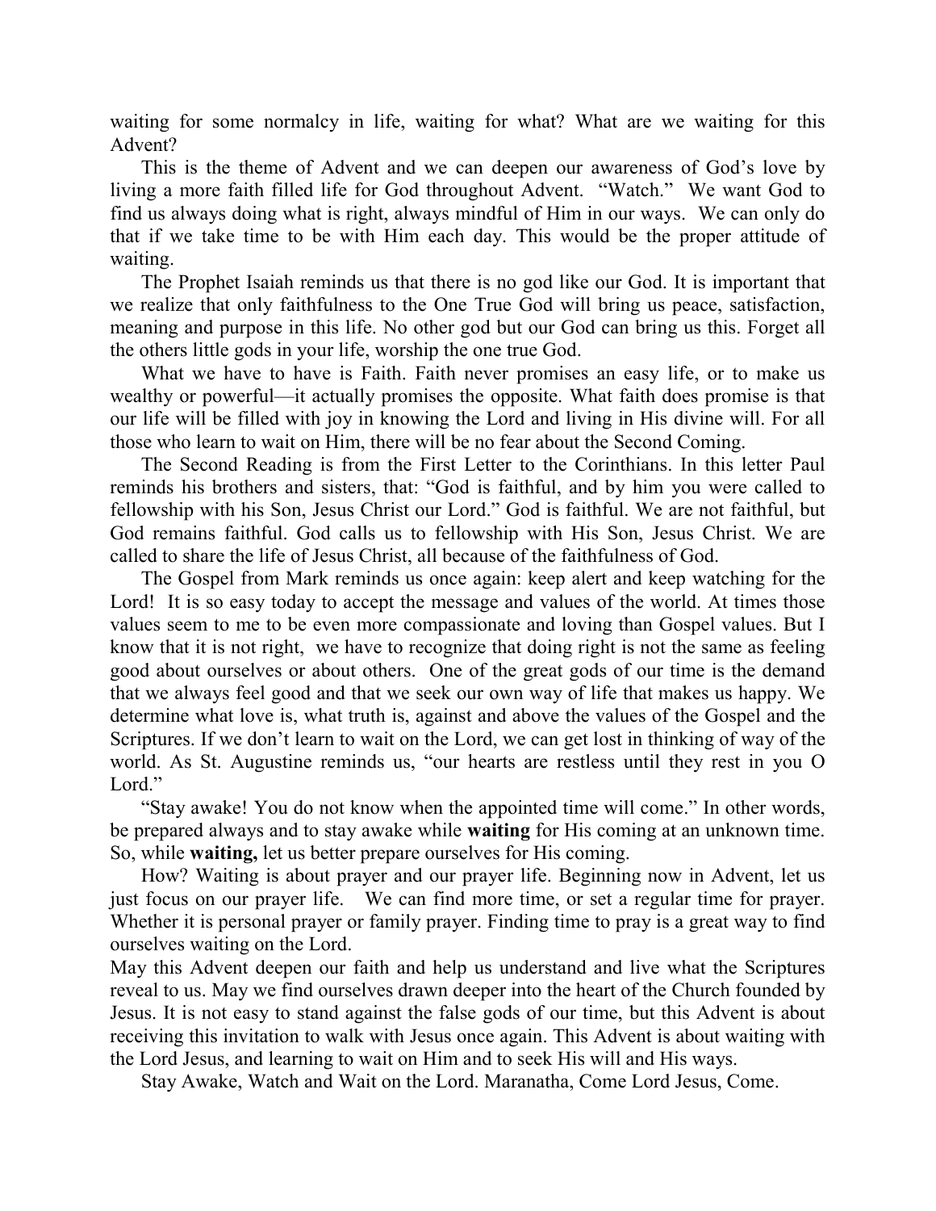waiting for some normalcy in life, waiting for what? What are we waiting for this Advent?

This is the theme of Advent and we can deepen our awareness of God's love by living a more faith filled life for God throughout Advent. "Watch." We want God to find us always doing what is right, always mindful of Him in our ways. We can only do that if we take time to be with Him each day. This would be the proper attitude of waiting.

The Prophet Isaiah reminds us that there is no god like our God. It is important that we realize that only faithfulness to the One True God will bring us peace, satisfaction, meaning and purpose in this life. No other god but our God can bring us this. Forget all the others little gods in your life, worship the one true God.

What we have to have is Faith. Faith never promises an easy life, or to make us wealthy or powerful—it actually promises the opposite. What faith does promise is that our life will be filled with joy in knowing the Lord and living in His divine will. For all those who learn to wait on Him, there will be no fear about the Second Coming.

The Second Reading is from the First Letter to the Corinthians. In this letter Paul reminds his brothers and sisters, that: "God is faithful, and by him you were called to fellowship with his Son, Jesus Christ our Lord." God is faithful. We are not faithful, but God remains faithful. God calls us to fellowship with His Son, Jesus Christ. We are called to share the life of Jesus Christ, all because of the faithfulness of God.

The Gospel from Mark reminds us once again: keep alert and keep watching for the Lord! It is so easy today to accept the message and values of the world. At times those values seem to me to be even more compassionate and loving than Gospel values. But I know that it is not right, we have to recognize that doing right is not the same as feeling good about ourselves or about others. One of the great gods of our time is the demand that we always feel good and that we seek our own way of life that makes us happy. We determine what love is, what truth is, against and above the values of the Gospel and the Scriptures. If we don't learn to wait on the Lord, we can get lost in thinking of way of the world. As St. Augustine reminds us, "our hearts are restless until they rest in you O Lord."

"Stay awake! You do not know when the appointed time will come." In other words, be prepared always and to stay awake while **waiting** for His coming at an unknown time. So, while **waiting,** let us better prepare ourselves for His coming.

How? Waiting is about prayer and our prayer life. Beginning now in Advent, let us just focus on our prayer life. We can find more time, or set a regular time for prayer. Whether it is personal prayer or family prayer. Finding time to pray is a great way to find ourselves waiting on the Lord.

May this Advent deepen our faith and help us understand and live what the Scriptures reveal to us. May we find ourselves drawn deeper into the heart of the Church founded by Jesus. It is not easy to stand against the false gods of our time, but this Advent is about receiving this invitation to walk with Jesus once again. This Advent is about waiting with the Lord Jesus, and learning to wait on Him and to seek His will and His ways.

Stay Awake, Watch and Wait on the Lord. Maranatha, Come Lord Jesus, Come.